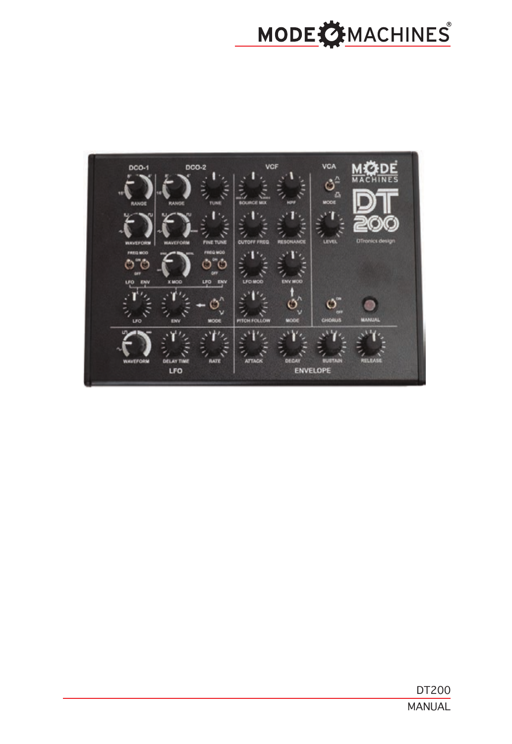MODE MACHINES®

DT200

MANUAL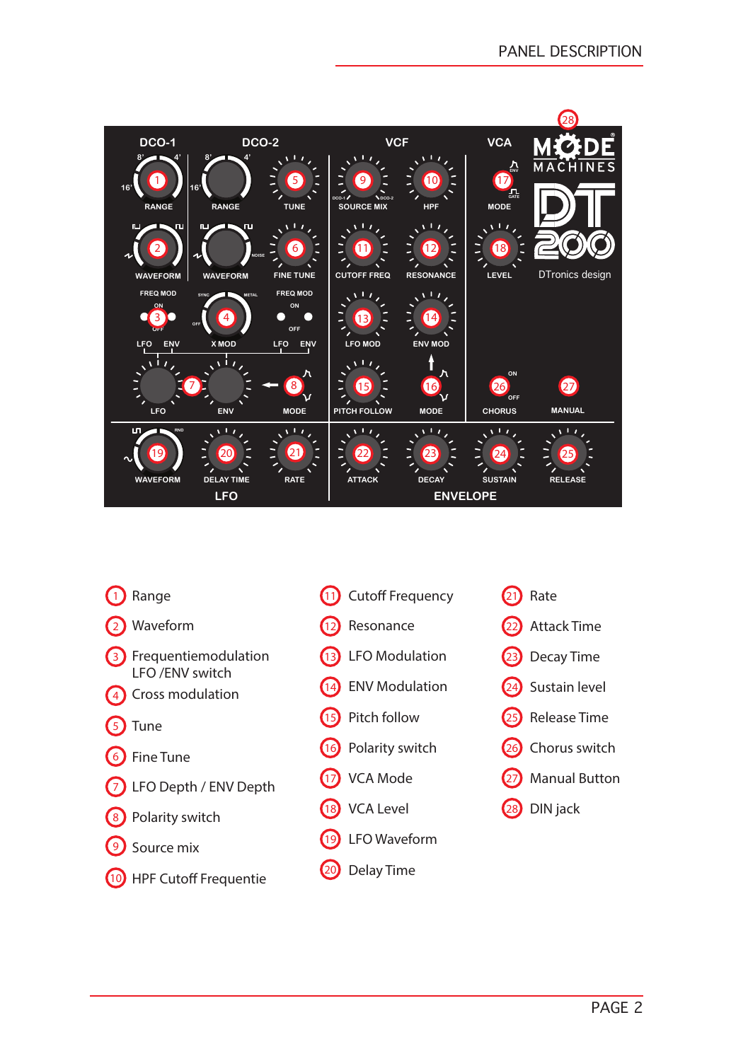# PANEL DESCRIPTION

DCO-1 | DCO-2 | VCF | VCA | MODE MACHINES | DT 200 | DTronics design

1. Range
2. Waveform
3. Frequentiemodulation LFO /ENV switch
4. Cross modulation
5. Tune
6. Fine Tune
7. LFO Depth / ENV Depth
8. Polarity switch
9. Source mix
10. HPF Cutoff Frequentie
11. Cutoff Frequency
12. Resonance
13. LFO Modulation
14. ENV Modulation
15. Pitch follow
16. Polarity switch
17. VCA Mode
18. VCA Level
19. LFO Waveform
20. Delay Time
21. Rate
22. Attack Time
23. Decay Time
24. Sustain level
25. Release Time
26. Chorus switch
27. Manual Button
28. DIN jack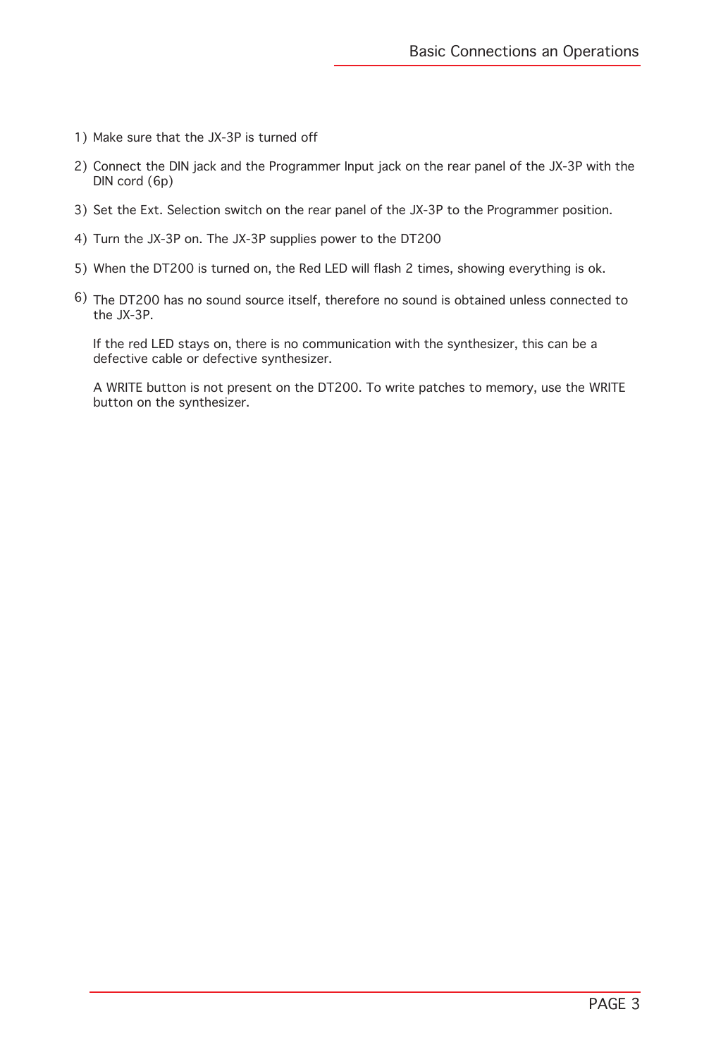1) Make sure that the JX-3P is turned off

2) Connect the DIN jack and the Programmer Input jack on the rear panel of the JX-3P with the DIN cord (6p)

3) Set the Ext. Selection switch on the rear panel of the JX-3P to the Programmer position.

4) Turn the JX-3P on. The JX-3P supplies power to the DT200

5) When the DT200 is turned on, the Red LED will flash 2 times, showing everything is ok.

6) The DT200 has no sound source itself, therefore no sound is obtained unless connected to the JX-3P.

   If the red LED stays on, there is no communication with the synthesizer, this can be a defective cable or defective synthesizer.

   A WRITE button is not present on the DT200. To write patches to memory, use the WRITE button on the synthesizer.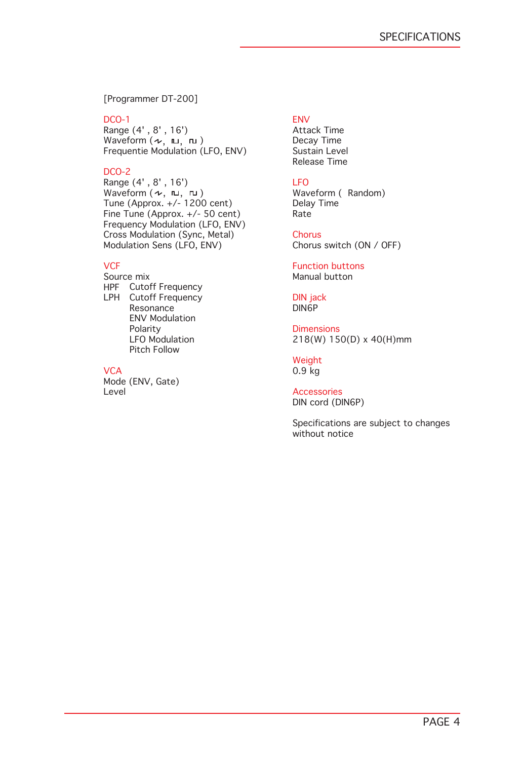[Programmer DT-200]

### DCO-1

Range (4' , 8' , 16')
Waveform ( ∿, ⊓⊔, ⊓⊔ )
Frequentie Modulation (LFO, ENV)

### DCO-2

Range (4' , 8' , 16')
Waveform ( ∿, ⊓⊔, ⊓⊔ )
Tune (Approx. +/- 1200 cent)
Fine Tune (Approx. +/- 50 cent)
Frequency Modulation (LFO, ENV)
Cross Modulation (Sync, Metal)
Modulation Sens (LFO, ENV)

### VCF

Source mix
HPF Cutoff Frequency
LPH Cutoff Frequency
Resonance
ENV Modulation
Polarity
LFO Modulation
Pitch Follow

### VCA

Mode (ENV, Gate)
Level

### ENV

Attack Time
Decay Time
Sustain Level
Release Time

### LFO

Waveform ( Random)
Delay Time
Rate

### Chorus

Chorus switch (ON / OFF)

### Function buttons

Manual button

### DIN jack

DIN6P

### Dimensions

218(W) 150(D) x 40(H)mm

### Weight

0.9 kg

### Accessories

DIN cord (DIN6P)

Specifications are subject to changes without notice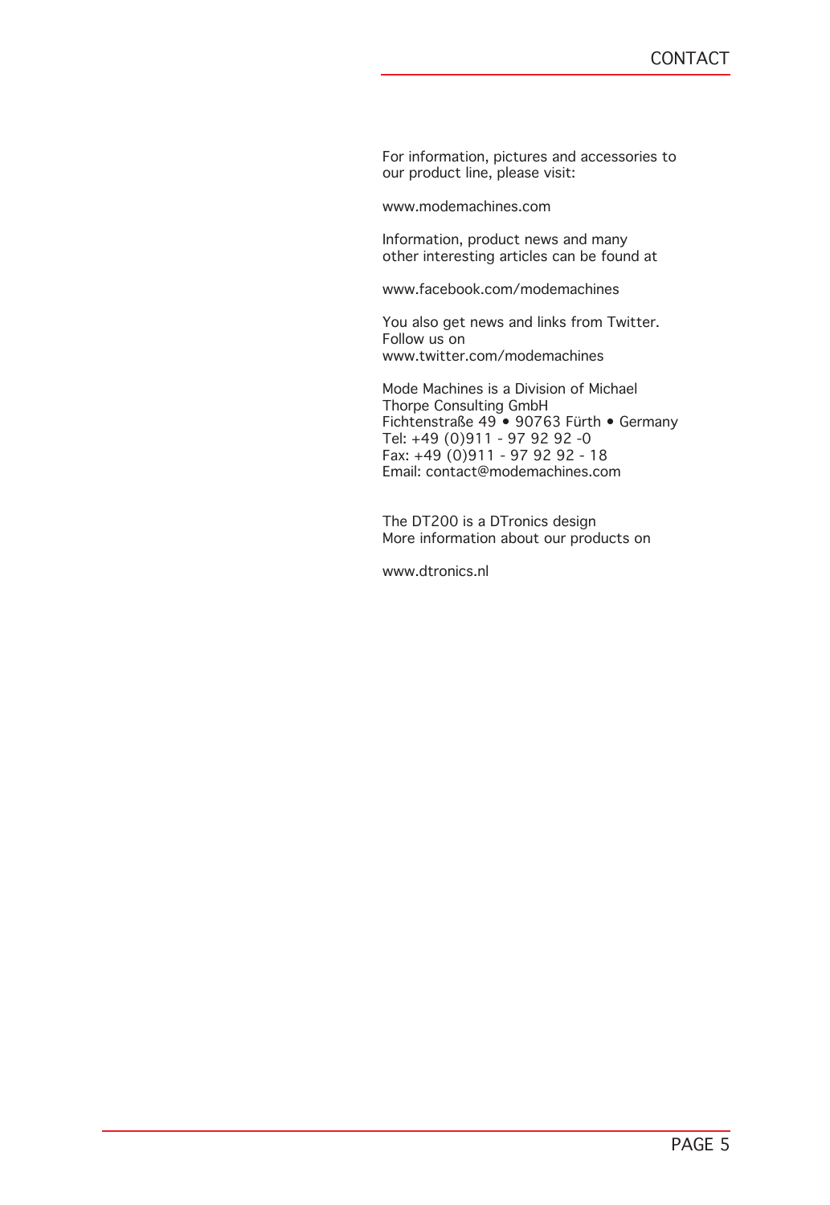# CONTACT

For information, pictures and accessories to our product line, please visit:

www.modemachines.com

Information, product news and many other interesting articles can be found at

www.facebook.com/modemachines

You also get news and links from Twitter.
Follow us on
www.twitter.com/modemachines

Mode Machines is a Division of Michael Thorpe Consulting GmbH
Fichtenstraße 49 • 90763 Fürth • Germany
Tel: +49 (0)911 - 97 92 92 -0
Fax: +49 (0)911 - 97 92 92 - 18
Email: contact@modemachines.com

The DT200 is a DTronics design
More information about our products on

www.dtronics.nl